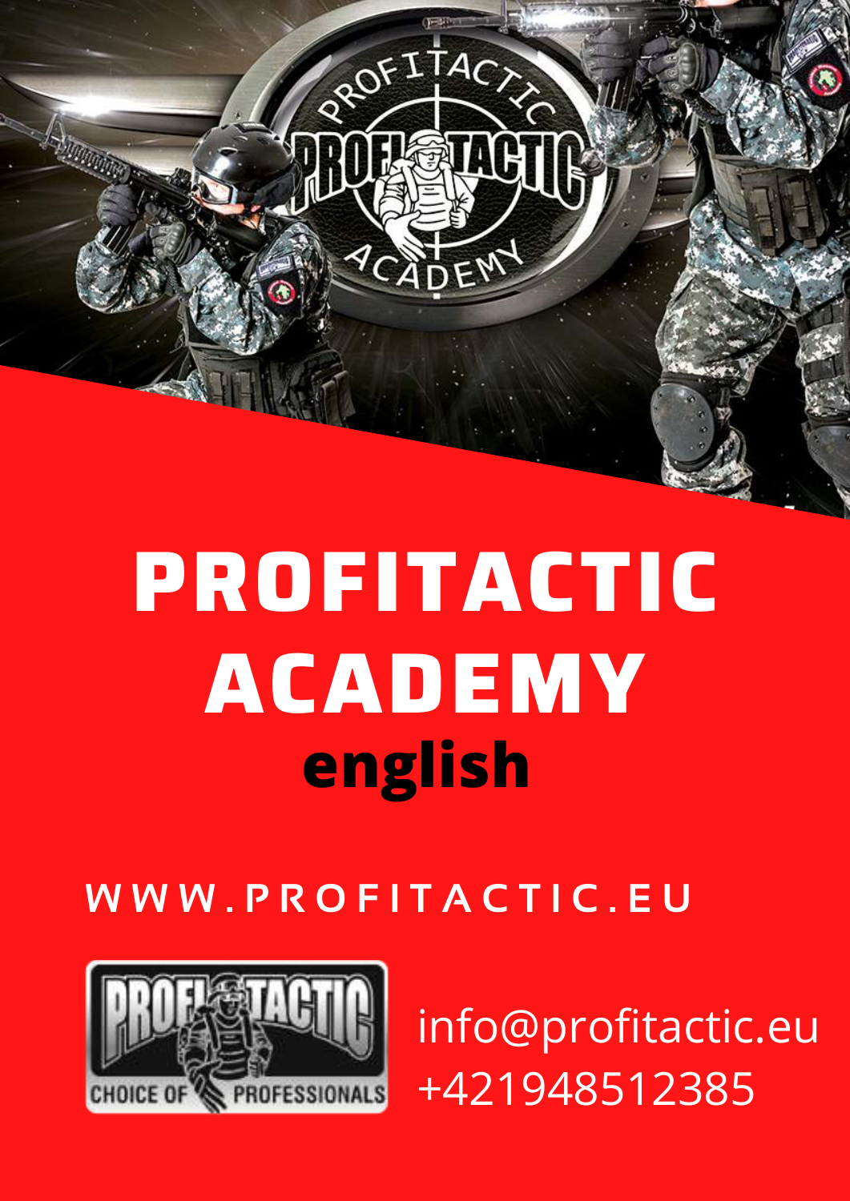# PROFITACTIC ACADEMY

## english

WWW.PROFITACTIC.EU

info@profitactic.eu
+421948512385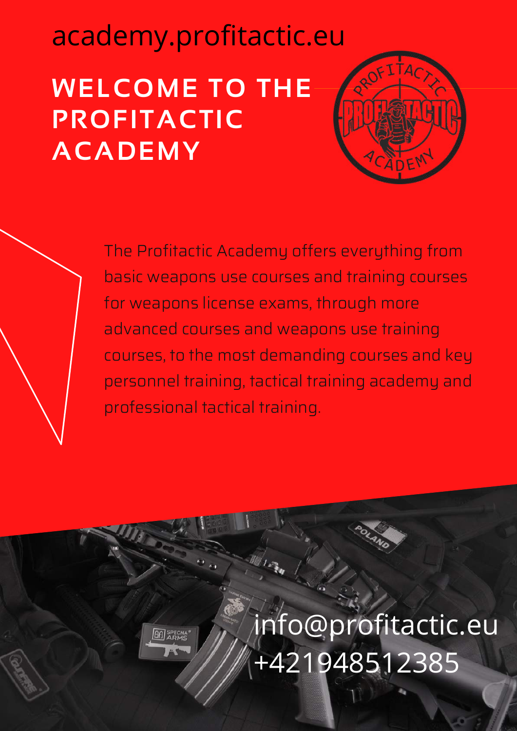academy.profitactic.eu

# WELCOME TO THE PROFITACTIC ACADEMY

The Profitactic Academy offers everything from basic weapons use courses and training courses for weapons license exams, through more advanced courses and weapons use training courses, to the most demanding courses and key personnel training, tactical training academy and professional tactical training.

info@profitactic.eu
+421948512385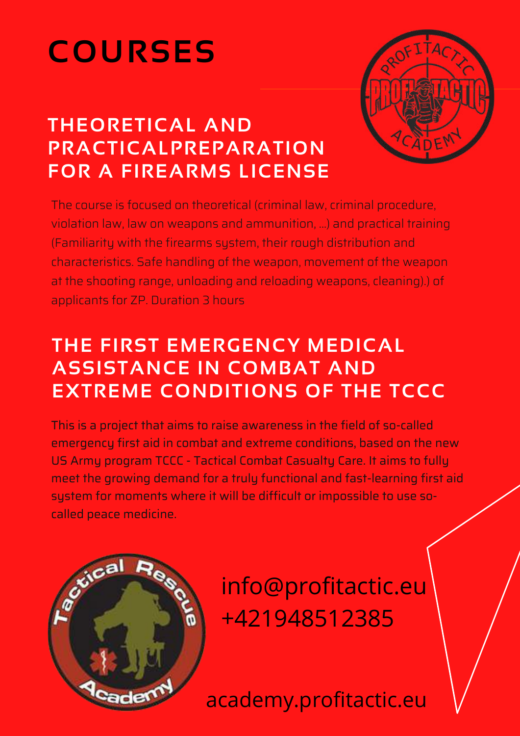# COURSES

## THEORETICAL AND PRACTICALPREPARATION FOR A FIREARMS LICENSE

The course is focused on theoretical (criminal law, criminal procedure, violation law, law on weapons and ammunition, ...) and practical training (Familiarity with the firearms system, their rough distribution and characteristics. Safe handling of the weapon, movement of the weapon at the shooting range, unloading and reloading weapons, cleaning).) of applicants for ZP. Duration 3 hours

## THE FIRST EMERGENCY MEDICAL ASSISTANCE IN COMBAT AND EXTREME CONDITIONS OF THE TCCC

This is a project that aims to raise awareness in the field of so-called emergency first aid in combat and extreme conditions, based on the new US Army program TCCC - Tactical Combat Casualty Care. It aims to fully meet the growing demand for a truly functional and fast-learning first aid system for moments where it will be difficult or impossible to use so-called peace medicine.

info@profitactic.eu
+421948512385

academy.profitactic.eu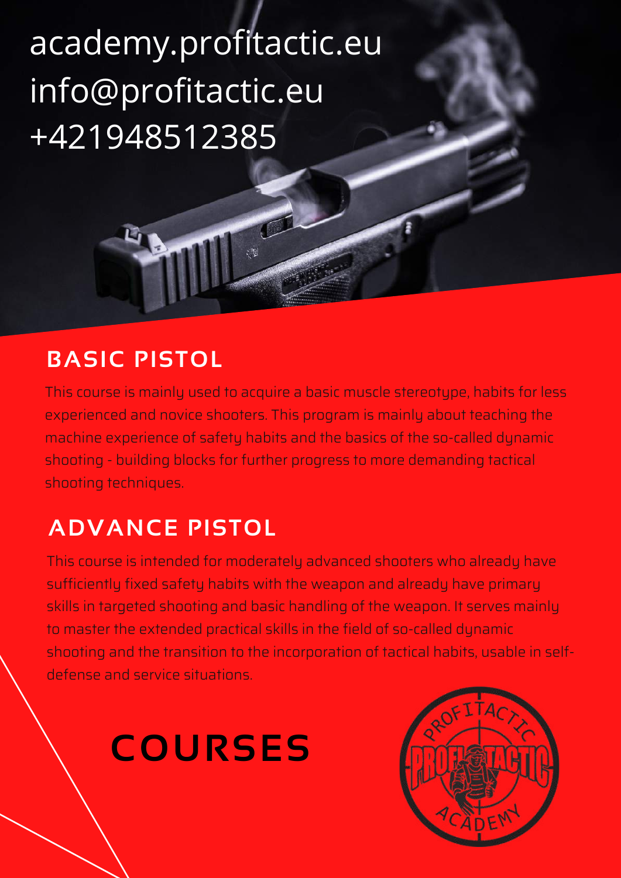academy.profitactic.eu
info@profitactic.eu
+421948512385

## BASIC PISTOL

This course is mainly used to acquire a basic muscle stereotype, habits for less experienced and novice shooters. This program is mainly about teaching the machine experience of safety habits and the basics of the so-called dynamic shooting - building blocks for further progress to more demanding tactical shooting techniques.

## ADVANCE PISTOL

This course is intended for moderately advanced shooters who already have sufficiently fixed safety habits with the weapon and already have primary skills in targeted shooting and basic handling of the weapon. It serves mainly to master the extended practical skills in the field of so-called dynamic shooting and the transition to the incorporation of tactical habits, usable in self-defense and service situations.

# COURSES

PROFITACTIC
PROFI TACTIC
ACADEMY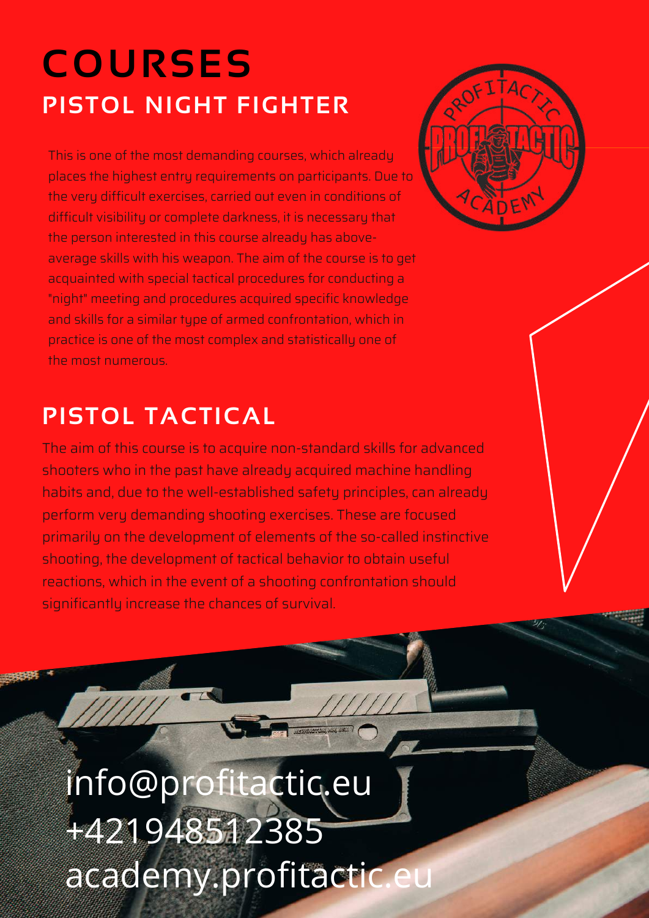# COURSES

## PISTOL NIGHT FIGHTER

This is one of the most demanding courses, which already places the highest entry requirements on participants. Due to the very difficult exercises, carried out even in conditions of difficult visibility or complete darkness, it is necessary that the person interested in this course already has above-average skills with his weapon. The aim of the course is to get acquainted with special tactical procedures for conducting a "night" meeting and procedures acquired specific knowledge and skills for a similar type of armed confrontation, which in practice is one of the most complex and statistically one of the most numerous.

## PISTOL TACTICAL

The aim of this course is to acquire non-standard skills for advanced shooters who in the past have already acquired machine handling habits and, due to the well-established safety principles, can already perform very demanding shooting exercises. These are focused primarily on the development of elements of the so-called instinctive shooting, the development of tactical behavior to obtain useful reactions, which in the event of a shooting confrontation should significantly increase the chances of survival.

info@profitactic.eu
+421948512385
academy.profitactic.eu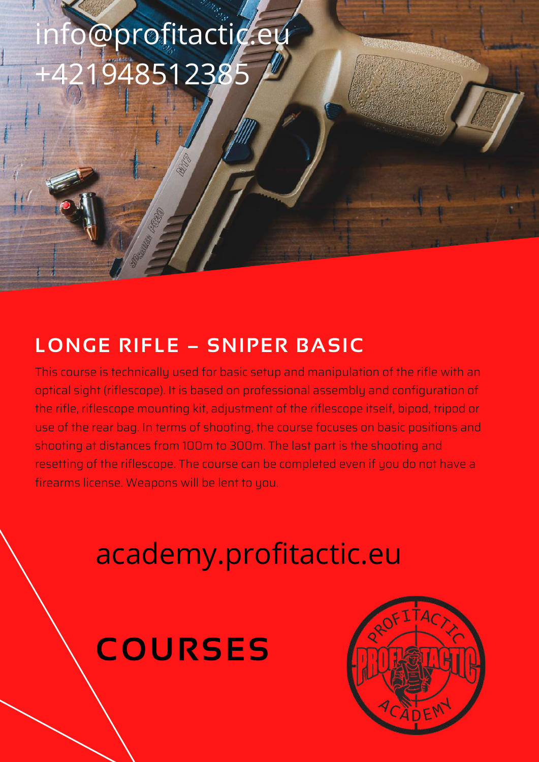info@profitactic.eu
+421948512385

## LONGE RIFLE – SNIPER BASIC

This course is technically used for basic setup and manipulation of the rifle with an optical sight (riflescope). It is based on professional assembly and configuration of the rifle, riflescope mounting kit, adjustment of the riflescope itself, bipod, tripod or use of the rear bag. In terms of shooting, the course focuses on basic positions and shooting at distances from 100m to 300m. The last part is the shooting and resetting of the riflescope. The course can be completed even if you do not have a firearms license. Weapons will be lent to you.

academy.profitactic.eu

# COURSES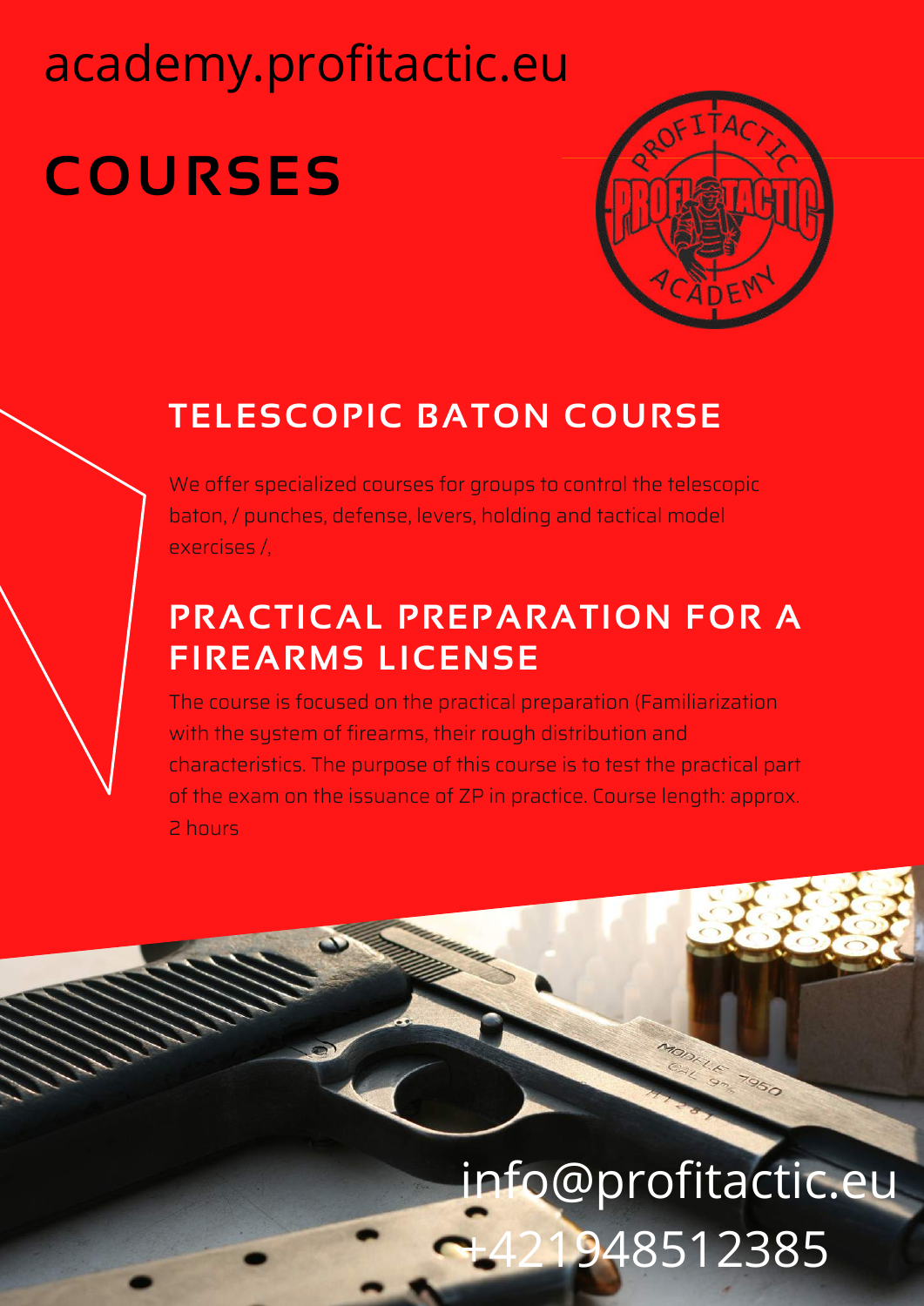academy.profitactic.eu

# COURSES

## TELESCOPIC BATON COURSE

We offer specialized courses for groups to control the telescopic baton, / punches, defense, levers, holding and tactical model exercises /,

## PRACTICAL PREPARATION FOR A FIREARMS LICENSE

The course is focused on the practical preparation (Familiarization with the system of firearms, their rough distribution and characteristics. The purpose of this course is to test the practical part of the exam on the issuance of ZP in practice. Course length: approx. 2 hours

info@profitactic.eu
+421948512385